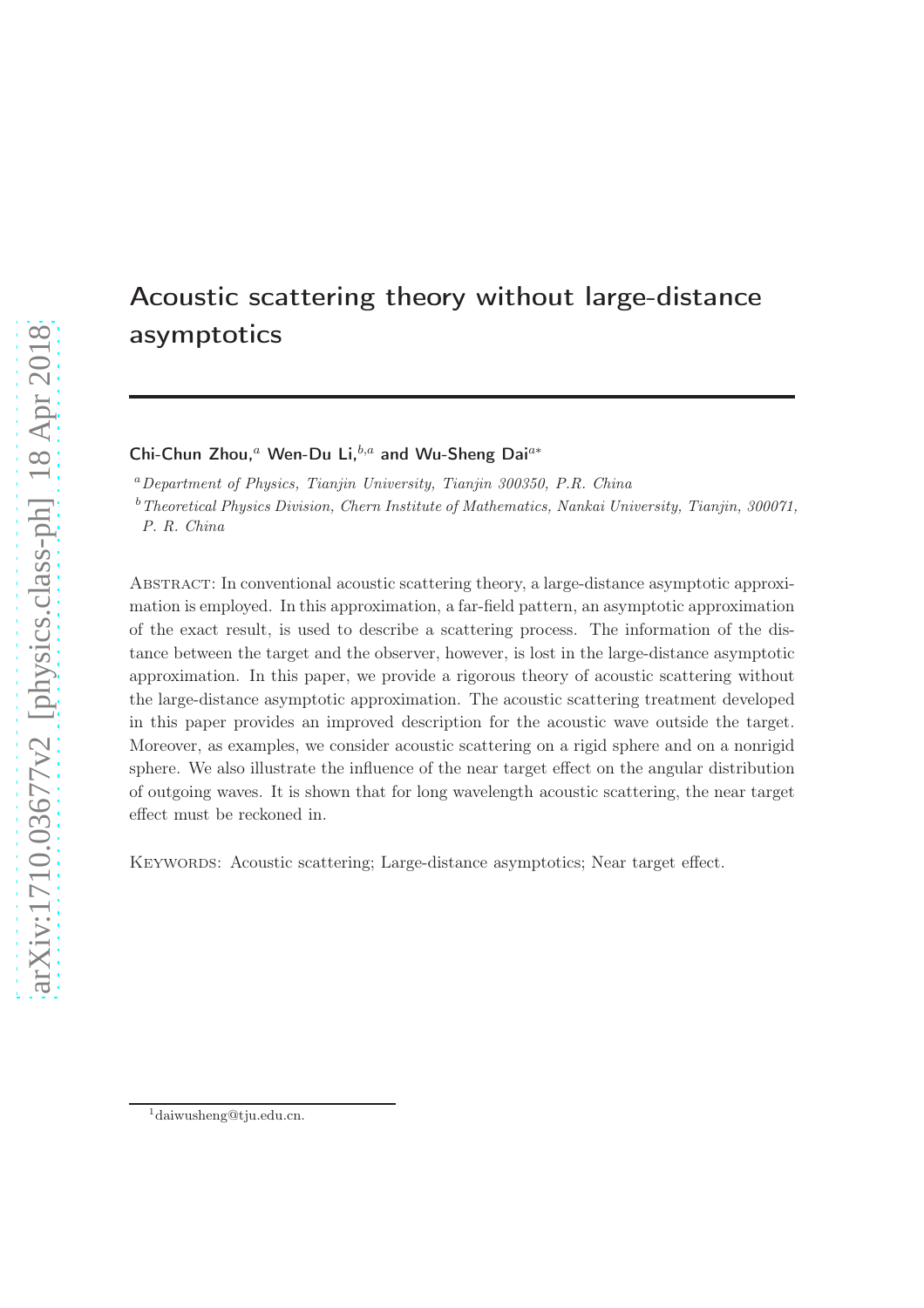# Acoustic scattering theory without large-distance asymptotics

**Chi-Chun Zhou,**[a] **Wen-Du Li,**[b,a] **and Wu-Sheng Dai**[a*]

[a] *Department of Physics, Tianjin University, Tianjin 300350, P.R. China*

[b] *Theoretical Physics Division, Chern Institute of Mathematics, Nankai University, Tianjin, 300071, P. R. China*

Abstract: In conventional acoustic scattering theory, a large-distance asymptotic approximation is employed. In this approximation, a far-field pattern, an asymptotic approximation of the exact result, is used to describe a scattering process. The information of the distance between the target and the observer, however, is lost in the large-distance asymptotic approximation. In this paper, we provide a rigorous theory of acoustic scattering without the large-distance asymptotic approximation. The acoustic scattering treatment developed in this paper provides an improved description for the acoustic wave outside the target. Moreover, as examples, we consider acoustic scattering on a rigid sphere and on a nonrigid sphere. We also illustrate the influence of the near target effect on the angular distribution of outgoing waves. It is shown that for long wavelength acoustic scattering, the near target effect must be reckoned in.

Keywords: Acoustic scattering; Large-distance asymptotics; Near target effect.

[1] daiwusheng@tju.edu.cn.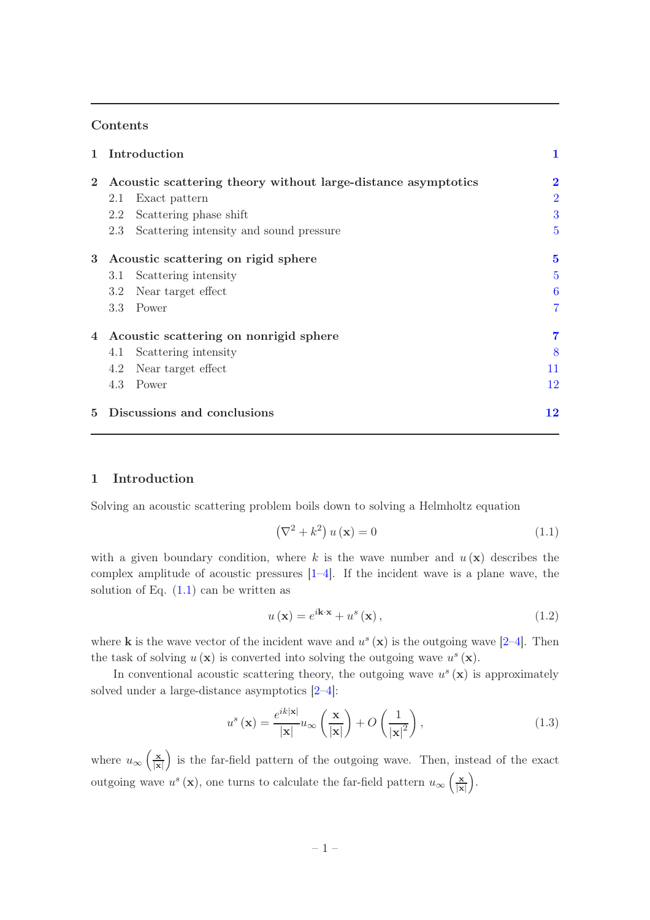## Contents

| | | |
|---|---|---|
| **1** | **Introduction** | **1** |
| **2** | **Acoustic scattering theory without large-distance asymptotics** | **2** |
| | 2.1 Exact pattern | 2 |
| | 2.2 Scattering phase shift | 3 |
| | 2.3 Scattering intensity and sound pressure | 5 |
| **3** | **Acoustic scattering on rigid sphere** | **5** |
| | 3.1 Scattering intensity | 5 |
| | 3.2 Near target effect | 6 |
| | 3.3 Power | 7 |
| **4** | **Acoustic scattering on nonrigid sphere** | **7** |
| | 4.1 Scattering intensity | 8 |
| | 4.2 Near target effect | 11 |
| | 4.3 Power | 12 |
| **5** | **Discussions and conclusions** | **12** |

# 1 Introduction

Solving an acoustic scattering problem boils down to solving a Helmholtz equation

$$\left(\nabla^2 + k^2\right) u\left(\mathbf{x}\right) = 0 \tag{1.1}$$

with a given boundary condition, where $k$ is the wave number and $u\left(\mathbf{x}\right)$ describes the complex amplitude of acoustic pressures [1–4]. If the incident wave is a plane wave, the solution of Eq. (1.1) can be written as

$$u\left(\mathbf{x}\right) = e^{i\mathbf{k}\cdot\mathbf{x}} + u^s\left(\mathbf{x}\right), \tag{1.2}$$

where $\mathbf{k}$ is the wave vector of the incident wave and $u^s\left(\mathbf{x}\right)$ is the outgoing wave [2–4]. Then the task of solving $u\left(\mathbf{x}\right)$ is converted into solving the outgoing wave $u^s\left(\mathbf{x}\right)$.

In conventional acoustic scattering theory, the outgoing wave $u^s\left(\mathbf{x}\right)$ is approximately solved under a large-distance asymptotics [2–4]:

$$u^s\left(\mathbf{x}\right) = \frac{e^{ik|\mathbf{x}|}}{|\mathbf{x}|} u_\infty\left(\frac{\mathbf{x}}{|\mathbf{x}|}\right) + O\left(\frac{1}{|\mathbf{x}|^2}\right), \tag{1.3}$$

where $u_\infty\left(\frac{\mathbf{x}}{|\mathbf{x}|}\right)$ is the far-field pattern of the outgoing wave. Then, instead of the exact outgoing wave $u^s\left(\mathbf{x}\right)$, one turns to calculate the far-field pattern $u_\infty\left(\frac{\mathbf{x}}{|\mathbf{x}|}\right)$.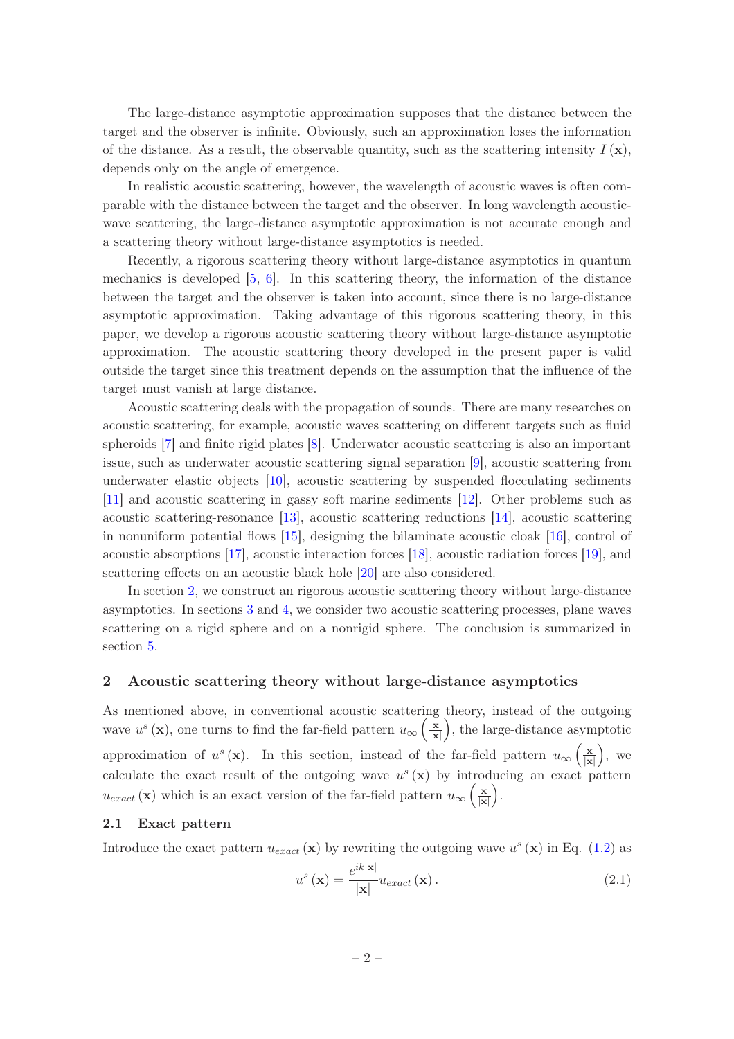The large-distance asymptotic approximation supposes that the distance between the target and the observer is infinite. Obviously, such an approximation loses the information of the distance. As a result, the observable quantity, such as the scattering intensity $I(\mathbf{x})$, depends only on the angle of emergence.

In realistic acoustic scattering, however, the wavelength of acoustic waves is often comparable with the distance between the target and the observer. In long wavelength acoustic-wave scattering, the large-distance asymptotic approximation is not accurate enough and a scattering theory without large-distance asymptotics is needed.

Recently, a rigorous scattering theory without large-distance asymptotics in quantum mechanics is developed [5, 6]. In this scattering theory, the information of the distance between the target and the observer is taken into account, since there is no large-distance asymptotic approximation. Taking advantage of this rigorous scattering theory, in this paper, we develop a rigorous acoustic scattering theory without large-distance asymptotic approximation. The acoustic scattering theory developed in the present paper is valid outside the target since this treatment depends on the assumption that the influence of the target must vanish at large distance.

Acoustic scattering deals with the propagation of sounds. There are many researches on acoustic scattering, for example, acoustic waves scattering on different targets such as fluid spheroids [7] and finite rigid plates [8]. Underwater acoustic scattering is also an important issue, such as underwater acoustic scattering signal separation [9], acoustic scattering from underwater elastic objects [10], acoustic scattering by suspended flocculating sediments [11] and acoustic scattering in gassy soft marine sediments [12]. Other problems such as acoustic scattering-resonance [13], acoustic scattering reductions [14], acoustic scattering in nonuniform potential flows [15], designing the bilaminate acoustic cloak [16], control of acoustic absorptions [17], acoustic interaction forces [18], acoustic radiation forces [19], and scattering effects on an acoustic black hole [20] are also considered.

In section 2, we construct an rigorous acoustic scattering theory without large-distance asymptotics. In sections 3 and 4, we consider two acoustic scattering processes, plane waves scattering on a rigid sphere and on a nonrigid sphere. The conclusion is summarized in section 5.

## 2 Acoustic scattering theory without large-distance asymptotics

As mentioned above, in conventional acoustic scattering theory, instead of the outgoing wave $u^s(\mathbf{x})$, one turns to find the far-field pattern $u_\infty\left(\frac{\mathbf{x}}{|\mathbf{x}|}\right)$, the large-distance asymptotic approximation of $u^s(\mathbf{x})$. In this section, instead of the far-field pattern $u_\infty\left(\frac{\mathbf{x}}{|\mathbf{x}|}\right)$, we calculate the exact result of the outgoing wave $u^s(\mathbf{x})$ by introducing an exact pattern $u_{exact}(\mathbf{x})$ which is an exact version of the far-field pattern $u_\infty\left(\frac{\mathbf{x}}{|\mathbf{x}|}\right)$.

### 2.1 Exact pattern

Introduce the exact pattern $u_{exact}(\mathbf{x})$ by rewriting the outgoing wave $u^s(\mathbf{x})$ in Eq. (1.2) as

$$u^s(\mathbf{x}) = \frac{e^{ik|\mathbf{x}|}}{|\mathbf{x}|}u_{exact}(\mathbf{x}). \tag{2.1}$$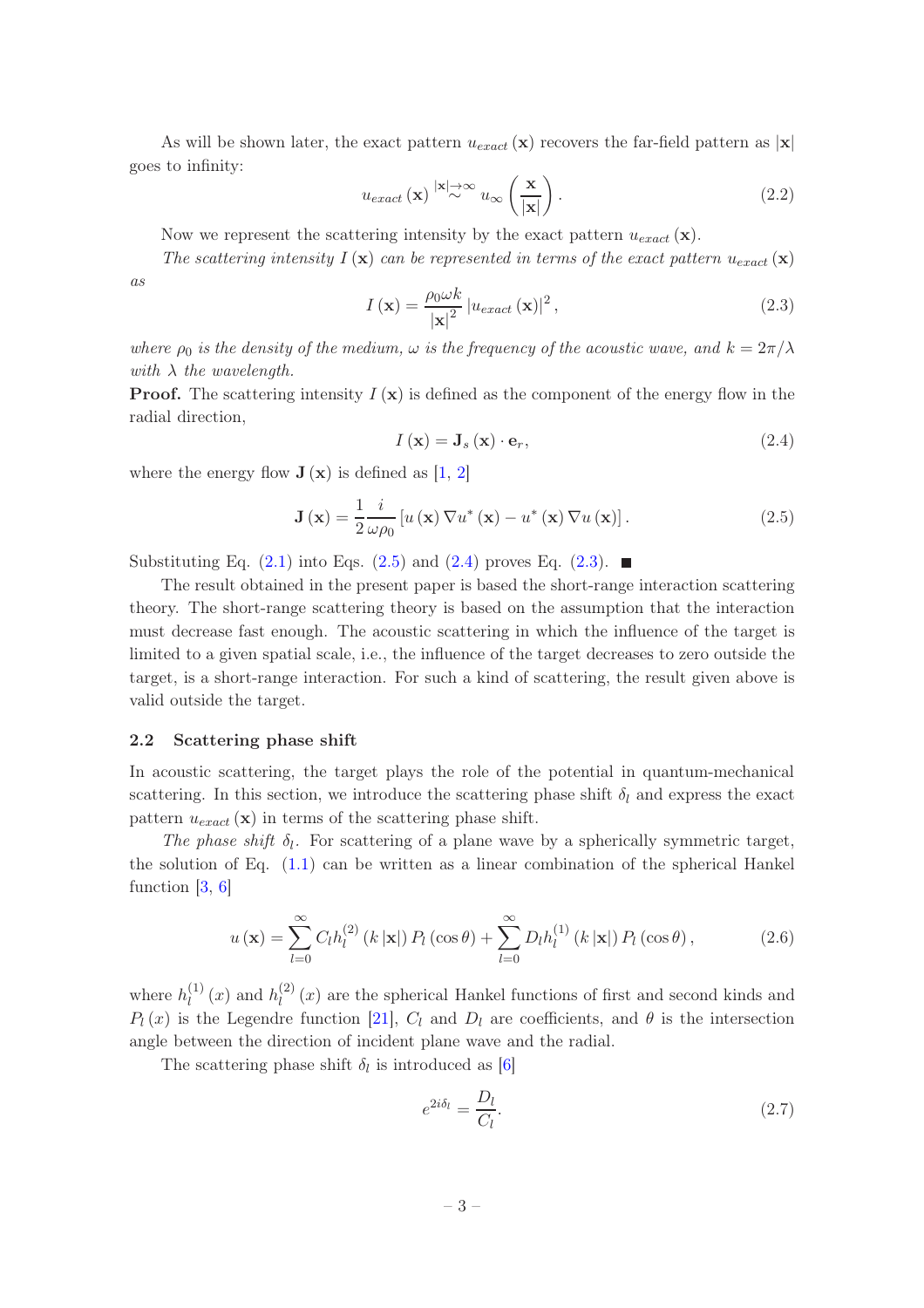As will be shown later, the exact pattern $u_{exact}(\mathbf{x})$ recovers the far-field pattern as $|\mathbf{x}|$ goes to infinity:

$$u_{exact}(\mathbf{x}) \overset{|\mathbf{x}|\to\infty}{\sim} u_{\infty}\left(\frac{\mathbf{x}}{|\mathbf{x}|}\right). \tag{2.2}$$

Now we represent the scattering intensity by the exact pattern $u_{exact}(\mathbf{x})$.

*The scattering intensity $I(\mathbf{x})$ can be represented in terms of the exact pattern $u_{exact}(\mathbf{x})$ as*

$$I(\mathbf{x}) = \frac{\rho_0 \omega k}{|\mathbf{x}|^2} |u_{exact}(\mathbf{x})|^2, \tag{2.3}$$

*where $\rho_0$ is the density of the medium, $\omega$ is the frequency of the acoustic wave, and $k = 2\pi/\lambda$ with $\lambda$ the wavelength.*

**Proof.** The scattering intensity $I(\mathbf{x})$ is defined as the component of the energy flow in the radial direction,

$$I(\mathbf{x}) = \mathbf{J}_s(\mathbf{x}) \cdot \mathbf{e}_r, \tag{2.4}$$

where the energy flow $\mathbf{J}(\mathbf{x})$ is defined as [1, 2]

$$\mathbf{J}(\mathbf{x}) = \frac{1}{2}\frac{i}{\omega\rho_0}\left[u(\mathbf{x})\nabla u^*(\mathbf{x}) - u^*(\mathbf{x})\nabla u(\mathbf{x})\right]. \tag{2.5}$$

Substituting Eq. (2.1) into Eqs. (2.5) and (2.4) proves Eq. (2.3). ■

The result obtained in the present paper is based the short-range interaction scattering theory. The short-range scattering theory is based on the assumption that the interaction must decrease fast enough. The acoustic scattering in which the influence of the target is limited to a given spatial scale, i.e., the influence of the target decreases to zero outside the target, is a short-range interaction. For such a kind of scattering, the result given above is valid outside the target.

### 2.2 Scattering phase shift

In acoustic scattering, the target plays the role of the potential in quantum-mechanical scattering. In this section, we introduce the scattering phase shift $\delta_l$ and express the exact pattern $u_{exact}(\mathbf{x})$ in terms of the scattering phase shift.

*The phase shift $\delta_l$.* For scattering of a plane wave by a spherically symmetric target, the solution of Eq. (1.1) can be written as a linear combination of the spherical Hankel function [3, 6]

$$u(\mathbf{x}) = \sum_{l=0}^{\infty} C_l h_l^{(2)}(k|\mathbf{x}|) P_l(\cos\theta) + \sum_{l=0}^{\infty} D_l h_l^{(1)}(k|\mathbf{x}|) P_l(\cos\theta), \tag{2.6}$$

where $h_l^{(1)}(x)$ and $h_l^{(2)}(x)$ are the spherical Hankel functions of first and second kinds and $P_l(x)$ is the Legendre function [21], $C_l$ and $D_l$ are coefficients, and $\theta$ is the intersection angle between the direction of incident plane wave and the radial.

The scattering phase shift $\delta_l$ is introduced as [6]

$$e^{2i\delta_l} = \frac{D_l}{C_l}. \tag{2.7}$$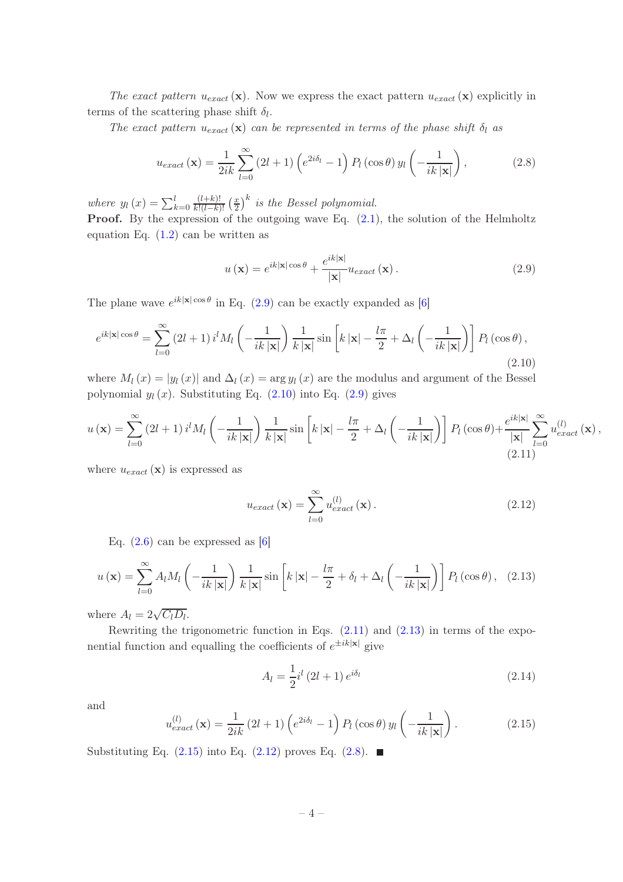*The exact pattern* $u_{exact}(\mathbf{x})$. Now we express the exact pattern $u_{exact}(\mathbf{x})$ explicitly in terms of the scattering phase shift $\delta_l$.

*The exact pattern* $u_{exact}(\mathbf{x})$ *can be represented in terms of the phase shift* $\delta_l$ *as*

$$u_{exact}(\mathbf{x}) = \frac{1}{2ik}\sum_{l=0}^{\infty}(2l+1)\left(e^{2i\delta_l}-1\right)P_l(\cos\theta)\,y_l\left(-\frac{1}{ik|\mathbf{x}|}\right), \tag{2.8}$$

*where* $y_l(x) = \sum_{k=0}^{l}\frac{(l+k)!}{k!(l-k)!}\left(\frac{x}{2}\right)^k$ *is the Bessel polynomial.*

**Proof.** By the expression of the outgoing wave Eq. (2.1), the solution of the Helmholtz equation Eq. (1.2) can be written as

$$u(\mathbf{x}) = e^{ik|\mathbf{x}|\cos\theta} + \frac{e^{ik|\mathbf{x}|}}{|\mathbf{x}|}u_{exact}(\mathbf{x}). \tag{2.9}$$

The plane wave $e^{ik|\mathbf{x}|\cos\theta}$ in Eq. (2.9) can be exactly expanded as [6]

$$e^{ik|\mathbf{x}|\cos\theta} = \sum_{l=0}^{\infty}(2l+1)\,i^l M_l\left(-\frac{1}{ik|\mathbf{x}|}\right)\frac{1}{k|\mathbf{x}|}\sin\left[k|\mathbf{x}| - \frac{l\pi}{2} + \Delta_l\left(-\frac{1}{ik|\mathbf{x}|}\right)\right]P_l(\cos\theta), \tag{2.10}$$

where $M_l(x) = |y_l(x)|$ and $\Delta_l(x) = \arg y_l(x)$ are the modulus and argument of the Bessel polynomial $y_l(x)$. Substituting Eq. (2.10) into Eq. (2.9) gives

$$u(\mathbf{x}) = \sum_{l=0}^{\infty}(2l+1)\,i^l M_l\left(-\frac{1}{ik|\mathbf{x}|}\right)\frac{1}{k|\mathbf{x}|}\sin\left[k|\mathbf{x}| - \frac{l\pi}{2} + \Delta_l\left(-\frac{1}{ik|\mathbf{x}|}\right)\right]P_l(\cos\theta) + \frac{e^{ik|\mathbf{x}|}}{|\mathbf{x}|}\sum_{l=0}^{\infty}u_{exact}^{(l)}(\mathbf{x}), \tag{2.11}$$

where $u_{exact}(\mathbf{x})$ is expressed as

$$u_{exact}(\mathbf{x}) = \sum_{l=0}^{\infty}u_{exact}^{(l)}(\mathbf{x}). \tag{2.12}$$

Eq. (2.6) can be expressed as [6]

$$u(\mathbf{x}) = \sum_{l=0}^{\infty}A_l M_l\left(-\frac{1}{ik|\mathbf{x}|}\right)\frac{1}{k|\mathbf{x}|}\sin\left[k|\mathbf{x}| - \frac{l\pi}{2} + \delta_l + \Delta_l\left(-\frac{1}{ik|\mathbf{x}|}\right)\right]P_l(\cos\theta), \tag{2.13}$$

where $A_l = 2\sqrt{C_l D_l}$.

Rewriting the trigonometric function in Eqs. (2.11) and (2.13) in terms of the exponential function and equalling the coefficients of $e^{\pm ik|\mathbf{x}|}$ give

$$A_l = \frac{1}{2}i^l(2l+1)e^{i\delta_l} \tag{2.14}$$

and

$$u_{exact}^{(l)}(\mathbf{x}) = \frac{1}{2ik}(2l+1)\left(e^{2i\delta_l}-1\right)P_l(\cos\theta)\,y_l\left(-\frac{1}{ik|\mathbf{x}|}\right). \tag{2.15}$$

Substituting Eq. (2.15) into Eq. (2.12) proves Eq. (2.8). ■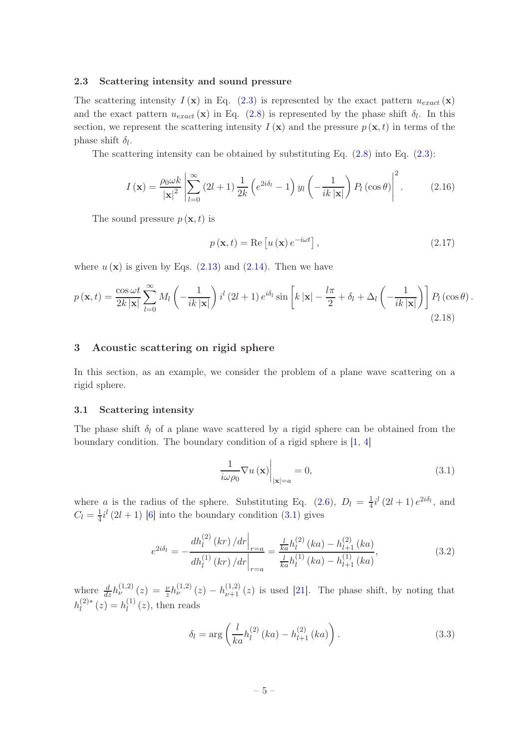### 2.3 Scattering intensity and sound pressure

The scattering intensity $I(\mathbf{x})$ in Eq. (2.3) is represented by the exact pattern $u_{exact}(\mathbf{x})$ and the exact pattern $u_{exact}(\mathbf{x})$ in Eq. (2.8) is represented by the phase shift $\delta_l$. In this section, we represent the scattering intensity $I(\mathbf{x})$ and the pressure $p(\mathbf{x},t)$ in terms of the phase shift $\delta_l$.

The scattering intensity can be obtained by substituting Eq. (2.8) into Eq. (2.3):

$$I(\mathbf{x}) = \frac{\rho_0 \omega k}{|\mathbf{x}|^2} \left| \sum_{l=0}^{\infty} (2l+1) \frac{1}{2k} \left( e^{2i\delta_l} - 1 \right) y_l \left( -\frac{1}{ik|\mathbf{x}|} \right) P_l(\cos\theta) \right|^2. \tag{2.16}$$

The sound pressure $p(\mathbf{x},t)$ is

$$p(\mathbf{x},t) = \mathrm{Re}\left[ u(\mathbf{x}) e^{-i\omega t} \right], \tag{2.17}$$

where $u(\mathbf{x})$ is given by Eqs. (2.13) and (2.14). Then we have

$$p(\mathbf{x},t) = \frac{\cos\omega t}{2k|\mathbf{x}|} \sum_{l=0}^{\infty} M_l \left( -\frac{1}{ik|\mathbf{x}|} \right) i^l (2l+1) e^{i\delta_l} \sin\left[ k|\mathbf{x}| - \frac{l\pi}{2} + \delta_l + \Delta_l \left( -\frac{1}{ik|\mathbf{x}|} \right) \right] P_l(\cos\theta). \tag{2.18}$$

## 3 Acoustic scattering on rigid sphere

In this section, as an example, we consider the problem of a plane wave scattering on a rigid sphere.

### 3.1 Scattering intensity

The phase shift $\delta_l$ of a plane wave scattered by a rigid sphere can be obtained from the boundary condition. The boundary condition of a rigid sphere is [1, 4]

$$\left. \frac{1}{i\omega\rho_0} \nabla u(\mathbf{x}) \right|_{|\mathbf{x}|=a} = 0, \tag{3.1}$$

where $a$ is the radius of the sphere. Substituting Eq. (2.6), $D_l = \frac{1}{4} i^l (2l+1) e^{2i\delta_l}$, and $C_l = \frac{1}{4} i^l (2l+1)$ [6] into the boundary condition (3.1) gives

$$e^{2i\delta_l} = -\frac{\left. dh_l^{(2)}(kr)/dr \right|_{r=a}}{\left. dh_l^{(1)}(kr)/dr \right|_{r=a}} = \frac{\frac{l}{ka} h_l^{(2)}(ka) - h_{l+1}^{(2)}(ka)}{\frac{l}{ka} h_l^{(1)}(ka) - h_{l+1}^{(1)}(ka)}, \tag{3.2}$$

where $\frac{d}{dz} h_\nu^{(1,2)}(z) = \frac{\nu}{z} h_\nu^{(1,2)}(z) - h_{\nu+1}^{(1,2)}(z)$ is used [21]. The phase shift, by noting that $h_l^{(2)*}(z) = h_l^{(1)}(z)$, then reads

$$\delta_l = \arg\left( \frac{l}{ka} h_l^{(2)}(ka) - h_{l+1}^{(2)}(ka) \right). \tag{3.3}$$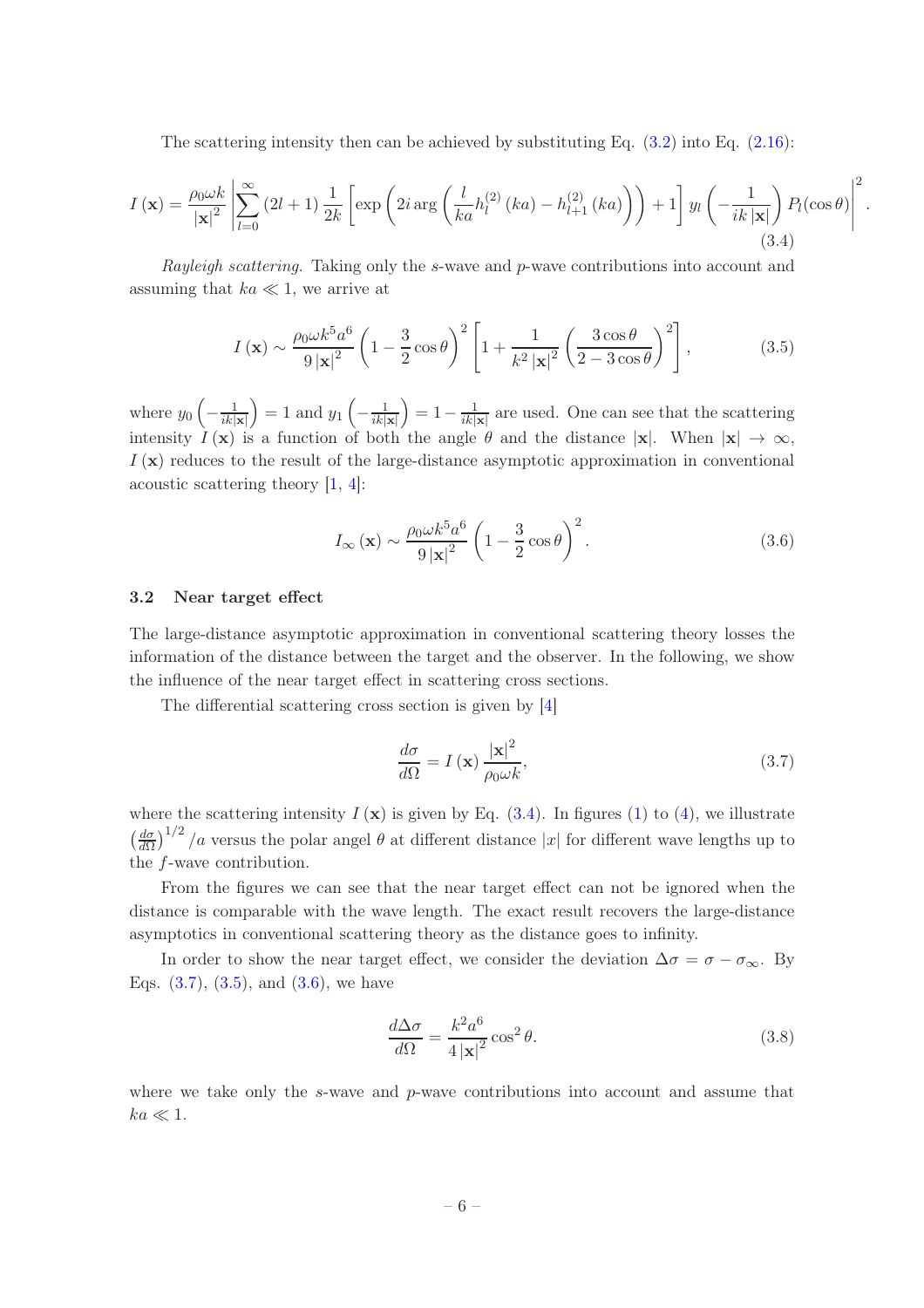The scattering intensity then can be achieved by substituting Eq. (3.2) into Eq. (2.16):

$$I(\mathbf{x}) = \frac{\rho_0 \omega k}{|\mathbf{x}|^2} \left| \sum_{l=0}^{\infty} (2l+1) \frac{1}{2k} \left[ \exp\left( 2i \arg\left( \frac{l}{ka} h_l^{(2)}(ka) - h_{l+1}^{(2)}(ka) \right) \right) + 1 \right] y_l \left( -\frac{1}{ik|\mathbf{x}|} \right) P_l(\cos\theta) \right|^2. \tag{3.4}$$

*Rayleigh scattering.* Taking only the $s$-wave and $p$-wave contributions into account and assuming that $ka \ll 1$, we arrive at

$$I(\mathbf{x}) \sim \frac{\rho_0 \omega k^5 a^6}{9|\mathbf{x}|^2} \left( 1 - \frac{3}{2}\cos\theta \right)^2 \left[ 1 + \frac{1}{k^2 |\mathbf{x}|^2} \left( \frac{3\cos\theta}{2 - 3\cos\theta} \right)^2 \right], \tag{3.5}$$

where $y_0\left(-\frac{1}{ik|\mathbf{x}|}\right) = 1$ and $y_1\left(-\frac{1}{ik|\mathbf{x}|}\right) = 1 - \frac{1}{ik|\mathbf{x}|}$ are used. One can see that the scattering intensity $I(\mathbf{x})$ is a function of both the angle $\theta$ and the distance $|\mathbf{x}|$. When $|\mathbf{x}| \to \infty$, $I(\mathbf{x})$ reduces to the result of the large-distance asymptotic approximation in conventional acoustic scattering theory [1, 4]:

$$I_\infty(\mathbf{x}) \sim \frac{\rho_0 \omega k^5 a^6}{9|\mathbf{x}|^2} \left( 1 - \frac{3}{2}\cos\theta \right)^2. \tag{3.6}$$

### 3.2 Near target effect

The large-distance asymptotic approximation in conventional scattering theory losses the information of the distance between the target and the observer. In the following, we show the influence of the near target effect in scattering cross sections.

The differential scattering cross section is given by [4]

$$\frac{d\sigma}{d\Omega} = I(\mathbf{x}) \frac{|\mathbf{x}|^2}{\rho_0 \omega k}, \tag{3.7}$$

where the scattering intensity $I(\mathbf{x})$ is given by Eq. (3.4). In figures (1) to (4), we illustrate $\left(\frac{d\sigma}{d\Omega}\right)^{1/2}/a$ versus the polar angel $\theta$ at different distance $|x|$ for different wave lengths up to the $f$-wave contribution.

From the figures we can see that the near target effect can not be ignored when the distance is comparable with the wave length. The exact result recovers the large-distance asymptotics in conventional scattering theory as the distance goes to infinity.

In order to show the near target effect, we consider the deviation $\Delta\sigma = \sigma - \sigma_\infty$. By Eqs. (3.7), (3.5), and (3.6), we have

$$\frac{d\Delta\sigma}{d\Omega} = \frac{k^2 a^6}{4|\mathbf{x}|^2} \cos^2\theta. \tag{3.8}$$

where we take only the $s$-wave and $p$-wave contributions into account and assume that $ka \ll 1$.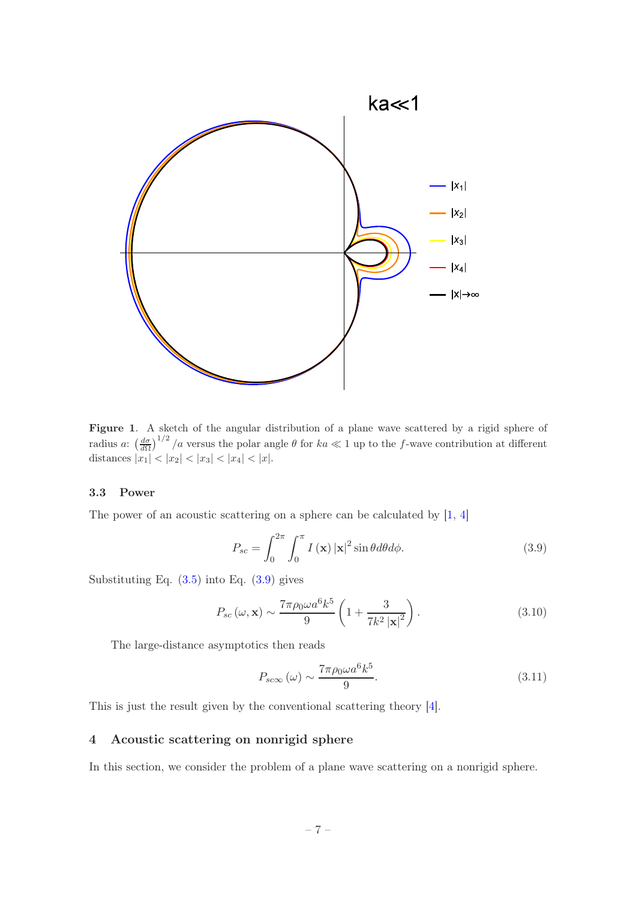**Figure 1**. A sketch of the angular distribution of a plane wave scattered by a rigid sphere of radius $a$: $\left(\frac{d\sigma}{d\Omega}\right)^{1/2}/a$ versus the polar angle $\theta$ for $ka \ll 1$ up to the $f$-wave contribution at different distances $|x_1| < |x_2| < |x_3| < |x_4| < |x|$.

### 3.3 Power

The power of an acoustic scattering on a sphere can be calculated by [1, 4]

$$P_{sc} = \int_0^{2\pi} \int_0^{\pi} I(\mathbf{x}) |\mathbf{x}|^2 \sin\theta d\theta d\phi. \tag{3.9}$$

Substituting Eq. (3.5) into Eq. (3.9) gives

$$P_{sc}(\omega, \mathbf{x}) \sim \frac{7\pi\rho_0\omega a^6 k^5}{9} \left(1 + \frac{3}{7k^2 |\mathbf{x}|^2}\right). \tag{3.10}$$

The large-distance asymptotics then reads

$$P_{sc\infty}(\omega) \sim \frac{7\pi\rho_0\omega a^6 k^5}{9}. \tag{3.11}$$

This is just the result given by the conventional scattering theory [4].

## 4 Acoustic scattering on nonrigid sphere

In this section, we consider the problem of a plane wave scattering on a nonrigid sphere.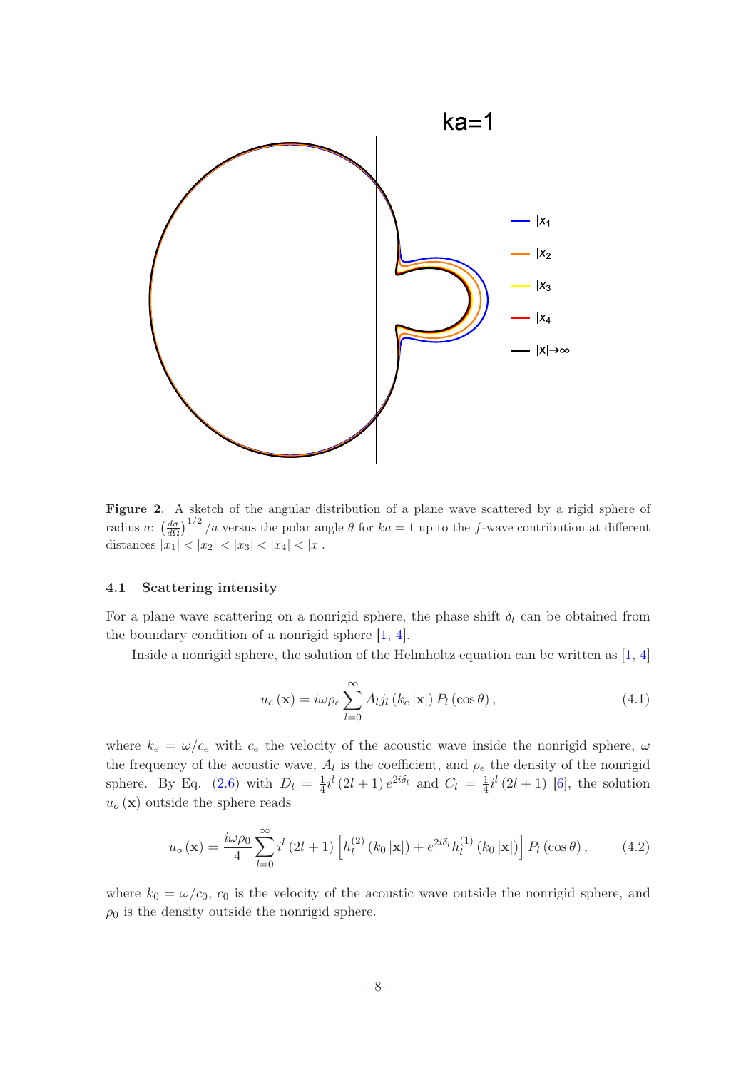**Figure 2**. A sketch of the angular distribution of a plane wave scattered by a rigid sphere of radius $a$: $\left(\frac{d\sigma}{d\Omega}\right)^{1/2}/a$ versus the polar angle $\theta$ for $ka = 1$ up to the $f$-wave contribution at different distances $|x_1| < |x_2| < |x_3| < |x_4| < |x|$.

### 4.1 Scattering intensity

For a plane wave scattering on a nonrigid sphere, the phase shift $\delta_l$ can be obtained from the boundary condition of a nonrigid sphere [1, 4].

Inside a nonrigid sphere, the solution of the Helmholtz equation can be written as [1, 4]

$$u_e(\mathbf{x}) = i\omega\rho_e \sum_{l=0}^{\infty} A_l j_l(k_e|\mathbf{x}|) P_l(\cos\theta), \tag{4.1}$$

where $k_e = \omega/c_e$ with $c_e$ the velocity of the acoustic wave inside the nonrigid sphere, $\omega$ the frequency of the acoustic wave, $A_l$ is the coefficient, and $\rho_e$ the density of the nonrigid sphere. By Eq. (2.6) with $D_l = \frac{1}{4} i^l (2l+1) e^{2i\delta_l}$ and $C_l = \frac{1}{4} i^l (2l+1)$ [6], the solution $u_o(\mathbf{x})$ outside the sphere reads

$$u_o(\mathbf{x}) = \frac{i\omega\rho_0}{4} \sum_{l=0}^{\infty} i^l (2l+1) \left[h_l^{(2)}(k_0|\mathbf{x}|) + e^{2i\delta_l} h_l^{(1)}(k_0|\mathbf{x}|)\right] P_l(\cos\theta), \tag{4.2}$$

where $k_0 = \omega/c_0$, $c_0$ is the velocity of the acoustic wave outside the nonrigid sphere, and $\rho_0$ is the density outside the nonrigid sphere.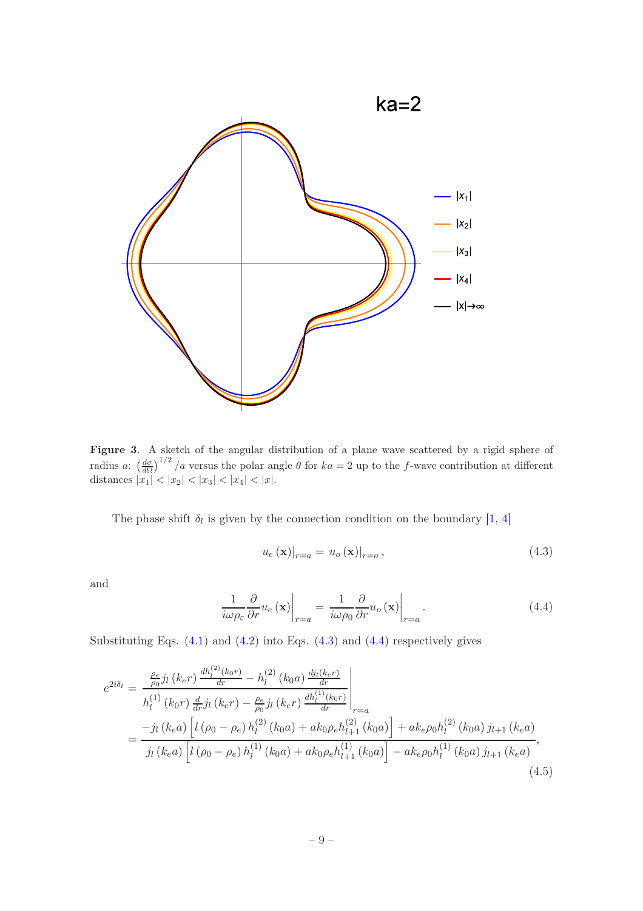**Figure 3**. A sketch of the angular distribution of a plane wave scattered by a rigid sphere of radius $a$: $\left(\frac{d\sigma}{d\Omega}\right)^{1/2}/a$ versus the polar angle $\theta$ for $ka = 2$ up to the $f$-wave contribution at different distances $|x_1| < |x_2| < |x_3| < |x_4| < |x|$.

The phase shift $\delta_l$ is given by the connection condition on the boundary [1, 4]

$$u_e(\mathbf{x})|_{r=a} = u_o(\mathbf{x})|_{r=a}, \tag{4.3}$$

and

$$\left.\frac{1}{i\omega\rho_\varepsilon}\frac{\partial}{\partial r}u_e(\mathbf{x})\right|_{r=a} = \left.\frac{1}{i\omega\rho_0}\frac{\partial}{\partial r}u_o(\mathbf{x})\right|_{r=a}. \tag{4.4}$$

Substituting Eqs. (4.1) and (4.2) into Eqs. (4.3) and (4.4) respectively gives

$$\begin{aligned}
e^{2i\delta_l} &= \left.\frac{\frac{\rho_e}{\rho_0}j_l(k_e r)\frac{dh_l^{(2)}(k_0 r)}{dr} - h_l^{(2)}(k_0 a)\frac{dj_l(k_e r)}{dr}}{h_l^{(1)}(k_0 r)\frac{d}{dr}j_l(k_e r) - \frac{\rho_e}{\rho_0}j_l(k_e r)\frac{dh_l^{(1)}(k_0 r)}{dr}}\right|_{r=a} \\
&= \frac{-j_l(k_e a)\left[l(\rho_0 - \rho_e)h_l^{(2)}(k_0 a) + ak_0\rho_e h_{l+1}^{(2)}(k_0 a)\right] + ak_e\rho_0 h_l^{(2)}(k_0 a)j_{l+1}(k_e a)}{j_l(k_e a)\left[l(\rho_0 - \rho_e)h_l^{(1)}(k_0 a) + ak_0\rho_e h_{l+1}^{(1)}(k_0 a)\right] - ak_e\rho_0 h_l^{(1)}(k_0 a)j_{l+1}(k_e a)},
\end{aligned} \tag{4.5}$$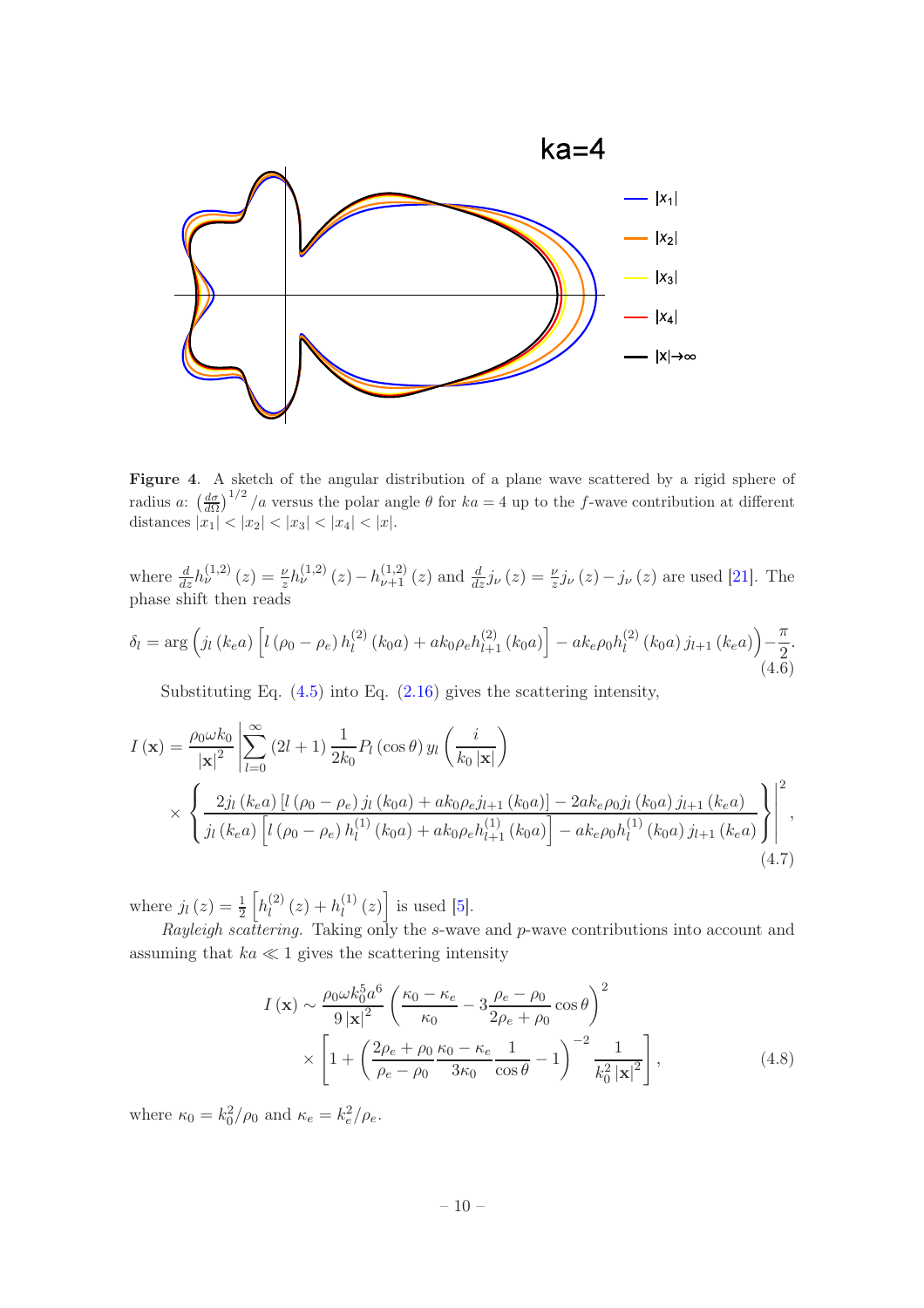**Figure 4**. A sketch of the angular distribution of a plane wave scattered by a rigid sphere of radius $a$: $\left(\frac{d\sigma}{d\Omega}\right)^{1/2}/a$ versus the polar angle $\theta$ for $ka=4$ up to the $f$-wave contribution at different distances $|x_1|<|x_2|<|x_3|<|x_4|<|x|$.

where $\frac{d}{dz}h_\nu^{(1,2)}(z)=\frac{\nu}{z}h_\nu^{(1,2)}(z)-h_{\nu+1}^{(1,2)}(z)$ and $\frac{d}{dz}j_\nu(z)=\frac{\nu}{z}j_\nu(z)-j_\nu(z)$ are used [21]. The phase shift then reads

$$\delta_l=\arg\left(j_l(k_ea)\left[l(\rho_0-\rho_e)h_l^{(2)}(k_0a)+ak_0\rho_eh_{l+1}^{(2)}(k_0a)\right]-ak_e\rho_0h_l^{(2)}(k_0a)j_{l+1}(k_ea)\right)-\frac{\pi}{2}. \tag{4.6}$$

Substituting Eq. (4.5) into Eq. (2.16) gives the scattering intensity,

$$I(\mathbf{x})=\frac{\rho_0\omega k_0}{|\mathbf{x}|^2}\left|\sum_{l=0}^{\infty}(2l+1)\frac{1}{2k_0}P_l(\cos\theta)\,y_l\left(\frac{i}{k_0|\mathbf{x}|}\right)\right.$$
$$\left.\times\left\{\frac{2j_l(k_ea)\left[l(\rho_0-\rho_e)j_l(k_0a)+ak_0\rho_ej_{l+1}(k_0a)\right]-2ak_e\rho_0j_l(k_0a)j_{l+1}(k_ea)}{j_l(k_ea)\left[l(\rho_0-\rho_e)h_l^{(1)}(k_0a)+ak_0\rho_eh_{l+1}^{(1)}(k_0a)\right]-ak_e\rho_0h_l^{(1)}(k_0a)j_{l+1}(k_ea)}\right\}\right|^2, \tag{4.7}$$

where $j_l(z)=\frac{1}{2}\left[h_l^{(2)}(z)+h_l^{(1)}(z)\right]$ is used [5].

*Rayleigh scattering.* Taking only the $s$-wave and $p$-wave contributions into account and assuming that $ka\ll1$ gives the scattering intensity

$$I(\mathbf{x})\sim\frac{\rho_0\omega k_0^5a^6}{9|\mathbf{x}|^2}\left(\frac{\kappa_0-\kappa_e}{\kappa_0}-3\frac{\rho_e-\rho_0}{2\rho_e+\rho_0}\cos\theta\right)^2$$
$$\times\left[1+\left(\frac{2\rho_e+\rho_0}{\rho_e-\rho_0}\frac{\kappa_0-\kappa_e}{3\kappa_0}\frac{1}{\cos\theta}-1\right)^{-2}\frac{1}{k_0^2|\mathbf{x}|^2}\right], \tag{4.8}$$

where $\kappa_0=k_0^2/\rho_0$ and $\kappa_e=k_e^2/\rho_e$.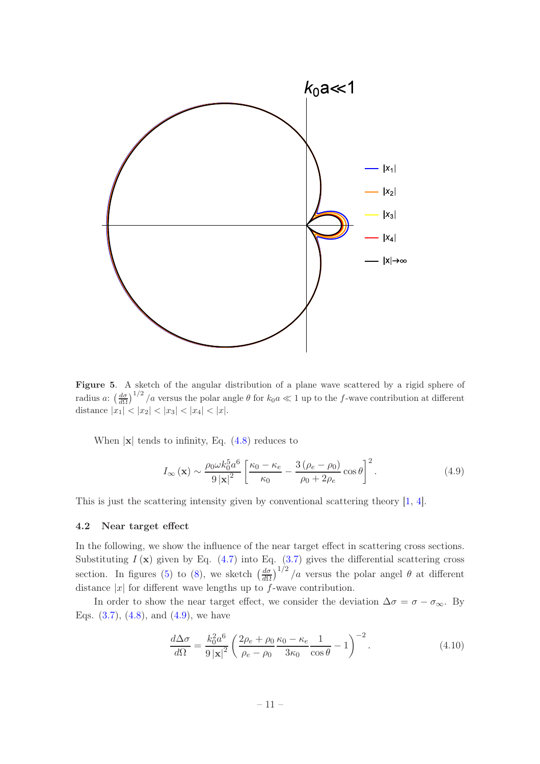**Figure 5**. A sketch of the angular distribution of a plane wave scattered by a rigid sphere of radius $a$: $\left(\frac{d\sigma}{d\Omega}\right)^{1/2}/a$ versus the polar angle $\theta$ for $k_0 a \ll 1$ up to the $f$-wave contribution at different distance $|x_1| < |x_2| < |x_3| < |x_4| < |x|$.

When $|\mathbf{x}|$ tends to infinity, Eq. (4.8) reduces to

$$I_\infty(\mathbf{x}) \sim \frac{\rho_0 \omega k_0^5 a^6}{9|\mathbf{x}|^2} \left[\frac{\kappa_0 - \kappa_e}{\kappa_0} - \frac{3(\rho_e - \rho_0)}{\rho_0 + 2\rho_e} \cos\theta\right]^2. \tag{4.9}$$

This is just the scattering intensity given by conventional scattering theory [1, 4].

### 4.2 Near target effect

In the following, we show the influence of the near target effect in scattering cross sections. Substituting $I(\mathbf{x})$ given by Eq. (4.7) into Eq. (3.7) gives the differential scattering cross section. In figures (5) to (8), we sketch $\left(\frac{d\sigma}{d\Omega}\right)^{1/2}/a$ versus the polar angel $\theta$ at different distance $|x|$ for different wave lengths up to $f$-wave contribution.

In order to show the near target effect, we consider the deviation $\Delta\sigma = \sigma - \sigma_\infty$. By Eqs. (3.7), (4.8), and (4.9), we have

$$\frac{d\Delta\sigma}{d\Omega} = \frac{k_0^2 a^6}{9|\mathbf{x}|^2} \left(\frac{2\rho_e + \rho_0}{\rho_e - \rho_0} \frac{\kappa_0 - \kappa_e}{3\kappa_0} \frac{1}{\cos\theta} - 1\right)^{-2}. \tag{4.10}$$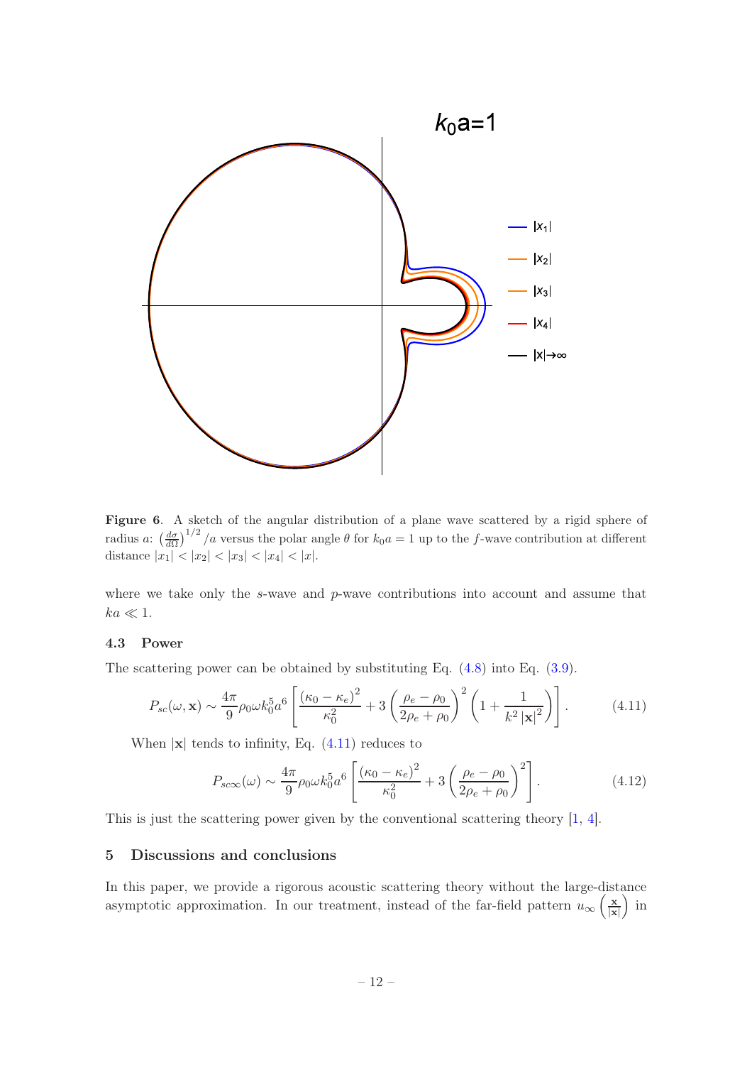**Figure 6**. A sketch of the angular distribution of a plane wave scattered by a rigid sphere of radius $a$: $\left(\frac{d\sigma}{d\Omega}\right)^{1/2}/a$ versus the polar angle $\theta$ for $k_0 a = 1$ up to the $f$-wave contribution at different distance $|x_1| < |x_2| < |x_3| < |x_4| < |x|$.

where we take only the $s$-wave and $p$-wave contributions into account and assume that $ka \ll 1$.

### 4.3 Power

The scattering power can be obtained by substituting Eq. (4.8) into Eq. (3.9).

$$P_{sc}(\omega, \mathbf{x}) \sim \frac{4\pi}{9}\rho_0 \omega k_0^5 a^6 \left[\frac{(\kappa_0 - \kappa_e)^2}{\kappa_0^2} + 3\left(\frac{\rho_e - \rho_0}{2\rho_e + \rho_0}\right)^2 \left(1 + \frac{1}{k^2 |\mathbf{x}|^2}\right)\right]. \tag{4.11}$$

When $|\mathbf{x}|$ tends to infinity, Eq. (4.11) reduces to

$$P_{sc\infty}(\omega) \sim \frac{4\pi}{9}\rho_0 \omega k_0^5 a^6 \left[\frac{(\kappa_0 - \kappa_e)^2}{\kappa_0^2} + 3\left(\frac{\rho_e - \rho_0}{2\rho_e + \rho_0}\right)^2\right]. \tag{4.12}$$

This is just the scattering power given by the conventional scattering theory [1, 4].

## 5 Discussions and conclusions

In this paper, we provide a rigorous acoustic scattering theory without the large-distance asymptotic approximation. In our treatment, instead of the far-field pattern $u_\infty\left(\frac{\mathbf{x}}{|\mathbf{x}|}\right)$ in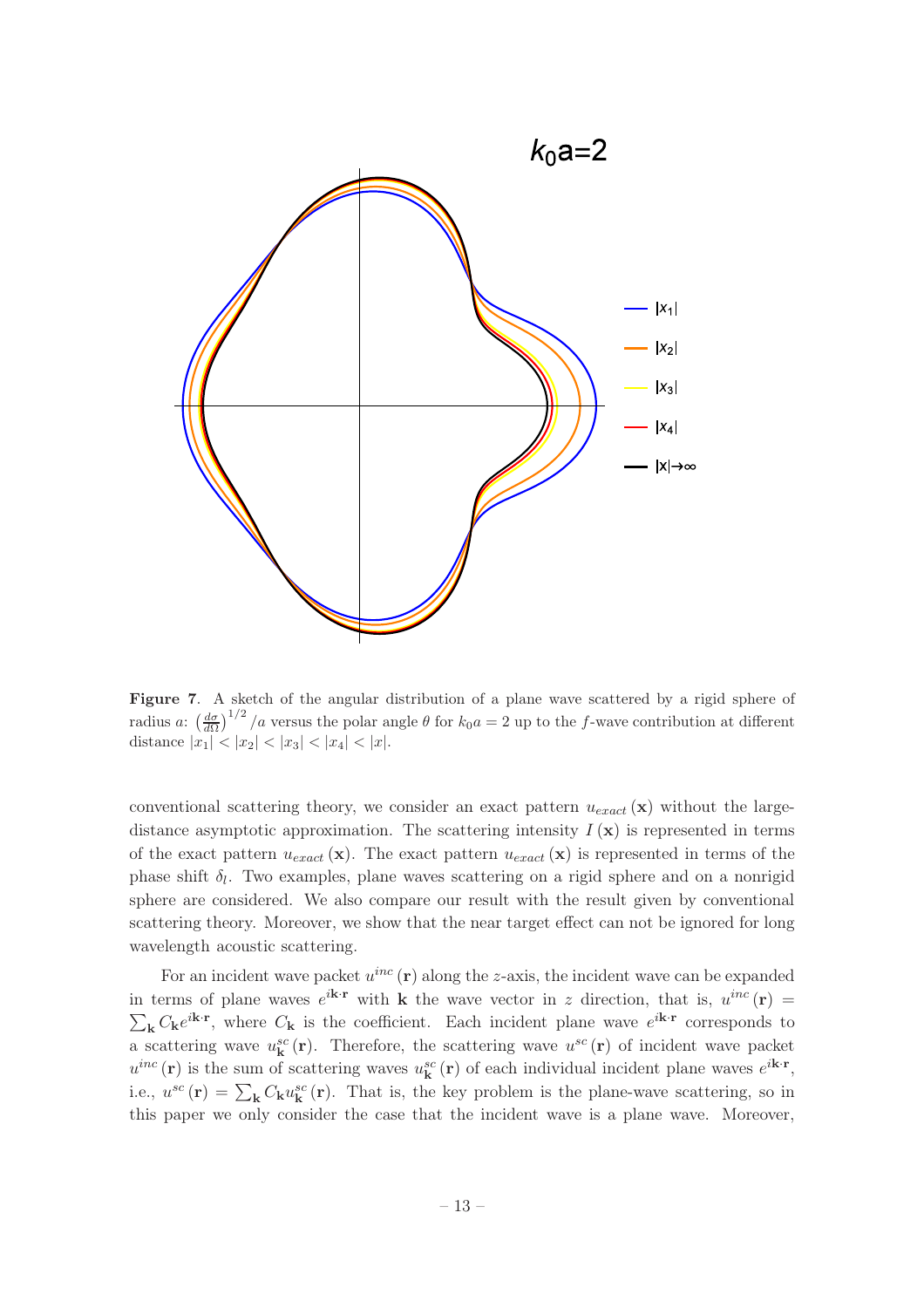**Figure 7**. A sketch of the angular distribution of a plane wave scattered by a rigid sphere of radius $a$: $\left(\frac{d\sigma}{d\Omega}\right)^{1/2}/a$ versus the polar angle $\theta$ for $k_0 a = 2$ up to the $f$-wave contribution at different distance $|x_1| < |x_2| < |x_3| < |x_4| < |x|$.

conventional scattering theory, we consider an exact pattern $u_{exact}(\mathbf{x})$ without the large-distance asymptotic approximation. The scattering intensity $I(\mathbf{x})$ is represented in terms of the exact pattern $u_{exact}(\mathbf{x})$. The exact pattern $u_{exact}(\mathbf{x})$ is represented in terms of the phase shift $\delta_l$. Two examples, plane waves scattering on a rigid sphere and on a nonrigid sphere are considered. We also compare our result with the result given by conventional scattering theory. Moreover, we show that the near target effect can not be ignored for long wavelength acoustic scattering.

For an incident wave packet $u^{inc}(\mathbf{r})$ along the $z$-axis, the incident wave can be expanded in terms of plane waves $e^{i\mathbf{k}\cdot\mathbf{r}}$ with $\mathbf{k}$ the wave vector in $z$ direction, that is, $u^{inc}(\mathbf{r}) = \sum_{\mathbf{k}} C_{\mathbf{k}} e^{i\mathbf{k}\cdot\mathbf{r}}$, where $C_{\mathbf{k}}$ is the coefficient. Each incident plane wave $e^{i\mathbf{k}\cdot\mathbf{r}}$ corresponds to a scattering wave $u^{sc}_{\mathbf{k}}(\mathbf{r})$. Therefore, the scattering wave $u^{sc}(\mathbf{r})$ of incident wave packet $u^{inc}(\mathbf{r})$ is the sum of scattering waves $u^{sc}_{\mathbf{k}}(\mathbf{r})$ of each individual incident plane waves $e^{i\mathbf{k}\cdot\mathbf{r}}$, i.e., $u^{sc}(\mathbf{r}) = \sum_{\mathbf{k}} C_{\mathbf{k}} u^{sc}_{\mathbf{k}}(\mathbf{r})$. That is, the key problem is the plane-wave scattering, so in this paper we only consider the case that the incident wave is a plane wave. Moreover,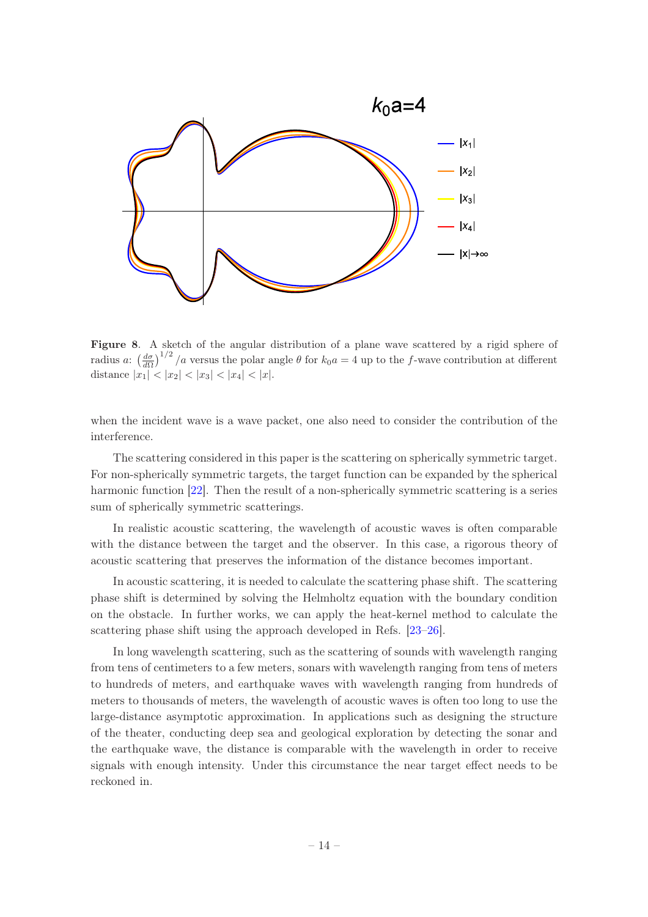**Figure 8**. A sketch of the angular distribution of a plane wave scattered by a rigid sphere of radius $a$: $\left(\frac{d\sigma}{d\Omega}\right)^{1/2}/a$ versus the polar angle $\theta$ for $k_0a = 4$ up to the $f$-wave contribution at different distance $|x_1| < |x_2| < |x_3| < |x_4| < |x|$.

when the incident wave is a wave packet, one also need to consider the contribution of the interference.

The scattering considered in this paper is the scattering on spherically symmetric target. For non-spherically symmetric targets, the target function can be expanded by the spherical harmonic function [22]. Then the result of a non-spherically symmetric scattering is a series sum of spherically symmetric scatterings.

In realistic acoustic scattering, the wavelength of acoustic waves is often comparable with the distance between the target and the observer. In this case, a rigorous theory of acoustic scattering that preserves the information of the distance becomes important.

In acoustic scattering, it is needed to calculate the scattering phase shift. The scattering phase shift is determined by solving the Helmholtz equation with the boundary condition on the obstacle. In further works, we can apply the heat-kernel method to calculate the scattering phase shift using the approach developed in Refs. [23–26].

In long wavelength scattering, such as the scattering of sounds with wavelength ranging from tens of centimeters to a few meters, sonars with wavelength ranging from tens of meters to hundreds of meters, and earthquake waves with wavelength ranging from hundreds of meters to thousands of meters, the wavelength of acoustic waves is often too long to use the large-distance asymptotic approximation. In applications such as designing the structure of the theater, conducting deep sea and geological exploration by detecting the sonar and the earthquake wave, the distance is comparable with the wavelength in order to receive signals with enough intensity. Under this circumstance the near target effect needs to be reckoned in.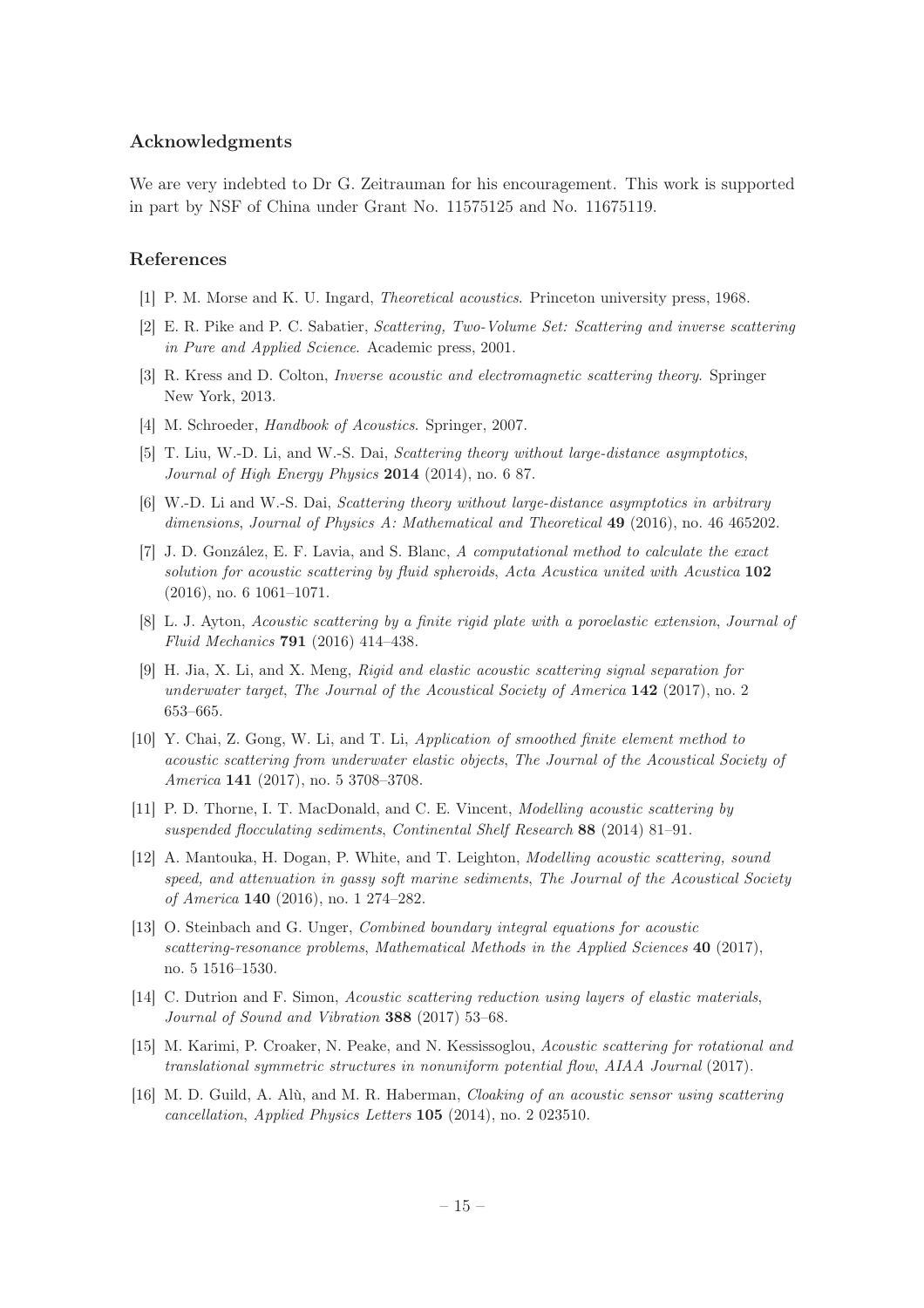## Acknowledgments

We are very indebted to Dr G. Zeitrauman for his encouragement. This work is supported in part by NSF of China under Grant No. 11575125 and No. 11675119.

## References

[1] P. M. Morse and K. U. Ingard, *Theoretical acoustics*. Princeton university press, 1968.

[2] E. R. Pike and P. C. Sabatier, *Scattering, Two-Volume Set: Scattering and inverse scattering in Pure and Applied Science*. Academic press, 2001.

[3] R. Kress and D. Colton, *Inverse acoustic and electromagnetic scattering theory*. Springer New York, 2013.

[4] M. Schroeder, *Handbook of Acoustics*. Springer, 2007.

[5] T. Liu, W.-D. Li, and W.-S. Dai, *Scattering theory without large-distance asymptotics*, *Journal of High Energy Physics* **2014** (2014), no. 6 87.

[6] W.-D. Li and W.-S. Dai, *Scattering theory without large-distance asymptotics in arbitrary dimensions*, *Journal of Physics A: Mathematical and Theoretical* **49** (2016), no. 46 465202.

[7] J. D. González, E. F. Lavia, and S. Blanc, *A computational method to calculate the exact solution for acoustic scattering by fluid spheroids*, *Acta Acustica united with Acustica* **102** (2016), no. 6 1061–1071.

[8] L. J. Ayton, *Acoustic scattering by a finite rigid plate with a poroelastic extension*, *Journal of Fluid Mechanics* **791** (2016) 414–438.

[9] H. Jia, X. Li, and X. Meng, *Rigid and elastic acoustic scattering signal separation for underwater target*, *The Journal of the Acoustical Society of America* **142** (2017), no. 2 653–665.

[10] Y. Chai, Z. Gong, W. Li, and T. Li, *Application of smoothed finite element method to acoustic scattering from underwater elastic objects*, *The Journal of the Acoustical Society of America* **141** (2017), no. 5 3708–3708.

[11] P. D. Thorne, I. T. MacDonald, and C. E. Vincent, *Modelling acoustic scattering by suspended flocculating sediments*, *Continental Shelf Research* **88** (2014) 81–91.

[12] A. Mantouka, H. Dogan, P. White, and T. Leighton, *Modelling acoustic scattering, sound speed, and attenuation in gassy soft marine sediments*, *The Journal of the Acoustical Society of America* **140** (2016), no. 1 274–282.

[13] O. Steinbach and G. Unger, *Combined boundary integral equations for acoustic scattering-resonance problems*, *Mathematical Methods in the Applied Sciences* **40** (2017), no. 5 1516–1530.

[14] C. Dutrion and F. Simon, *Acoustic scattering reduction using layers of elastic materials*, *Journal of Sound and Vibration* **388** (2017) 53–68.

[15] M. Karimi, P. Croaker, N. Peake, and N. Kessissoglou, *Acoustic scattering for rotational and translational symmetric structures in nonuniform potential flow*, *AIAA Journal* (2017).

[16] M. D. Guild, A. Alù, and M. R. Haberman, *Cloaking of an acoustic sensor using scattering cancellation*, *Applied Physics Letters* **105** (2014), no. 2 023510.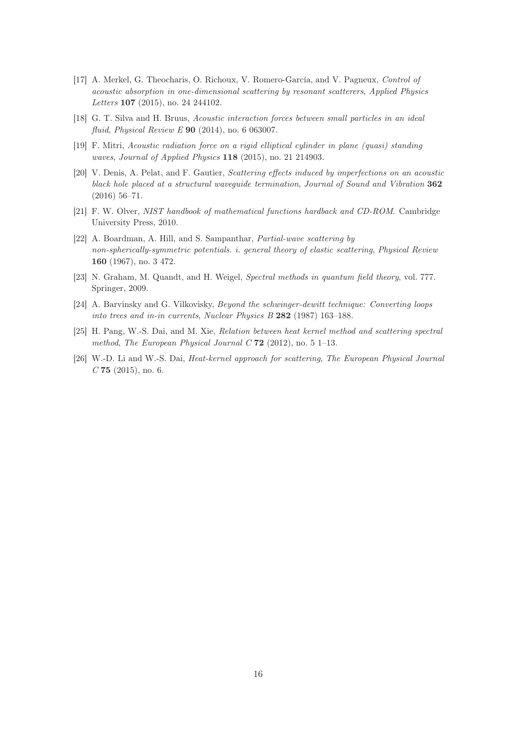[17] A. Merkel, G. Theocharis, O. Richoux, V. Romero-García, and V. Pagneux, *Control of acoustic absorption in one-dimensional scattering by resonant scatterers*, *Applied Physics Letters* **107** (2015), no. 24 244102.

[18] G. T. Silva and H. Bruus, *Acoustic interaction forces between small particles in an ideal fluid*, *Physical Review E* **90** (2014), no. 6 063007.

[19] F. Mitri, *Acoustic radiation force on a rigid elliptical cylinder in plane (quasi) standing waves*, *Journal of Applied Physics* **118** (2015), no. 21 214903.

[20] V. Denis, A. Pelat, and F. Gautier, *Scattering effects induced by imperfections on an acoustic black hole placed at a structural waveguide termination*, *Journal of Sound and Vibration* **362** (2016) 56–71.

[21] F. W. Olver, *NIST handbook of mathematical functions hardback and CD-ROM.* Cambridge University Press, 2010.

[22] A. Boardman, A. Hill, and S. Sampanthar, *Partial-wave scattering by non-spherically-symmetric potentials. i. general theory of elastic scattering*, *Physical Review* **160** (1967), no. 3 472.

[23] N. Graham, M. Quandt, and H. Weigel, *Spectral methods in quantum field theory*, vol. 777. Springer, 2009.

[24] A. Barvinsky and G. Vilkovisky, *Beyond the schwinger-dewitt technique: Converting loops into trees and in-in currents*, *Nuclear Physics B* **282** (1987) 163–188.

[25] H. Pang, W.-S. Dai, and M. Xie, *Relation between heat kernel method and scattering spectral method*, *The European Physical Journal C* **72** (2012), no. 5 1–13.

[26] W.-D. Li and W.-S. Dai, *Heat-kernel approach for scattering*, *The European Physical Journal C* **75** (2015), no. 6.